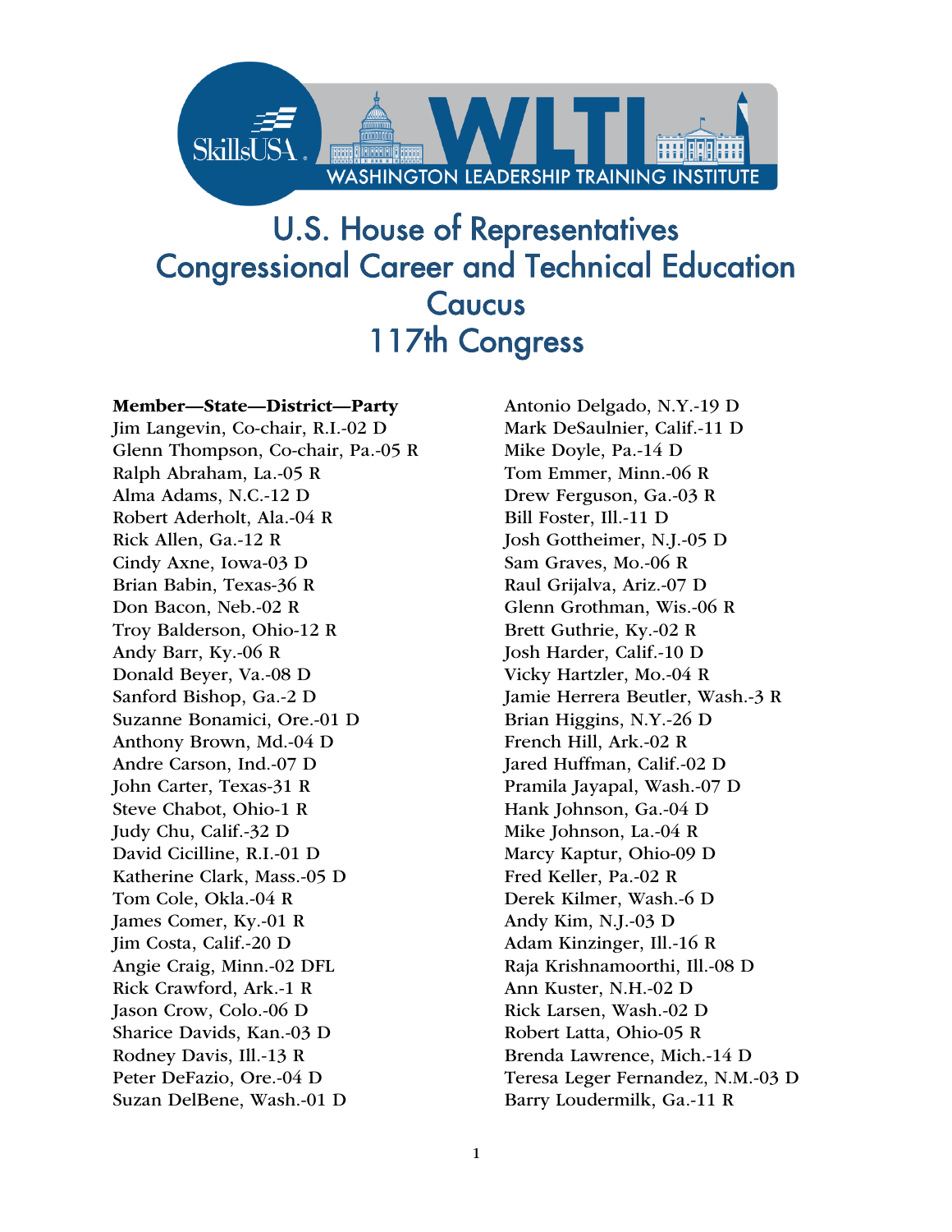SkillsUSA WLTI WASHINGTON LEADERSHIP TRAINING INSTITUTE

# U.S. House of Representatives Congressional Career and Technical Education Caucus 117th Congress

**Member—State—District—Party**

Jim Langevin, Co-chair, R.I.-02 D
Glenn Thompson, Co-chair, Pa.-05 R
Ralph Abraham, La.-05 R
Alma Adams, N.C.-12 D
Robert Aderholt, Ala.-04 R
Rick Allen, Ga.-12 R
Cindy Axne, Iowa-03 D
Brian Babin, Texas-36 R
Don Bacon, Neb.-02 R
Troy Balderson, Ohio-12 R
Andy Barr, Ky.-06 R
Donald Beyer, Va.-08 D
Sanford Bishop, Ga.-2 D
Suzanne Bonamici, Ore.-01 D
Anthony Brown, Md.-04 D
Andre Carson, Ind.-07 D
John Carter, Texas-31 R
Steve Chabot, Ohio-1 R
Judy Chu, Calif.-32 D
David Cicilline, R.I.-01 D
Katherine Clark, Mass.-05 D
Tom Cole, Okla.-04 R
James Comer, Ky.-01 R
Jim Costa, Calif.-20 D
Angie Craig, Minn.-02 DFL
Rick Crawford, Ark.-1 R
Jason Crow, Colo.-06 D
Sharice Davids, Kan.-03 D
Rodney Davis, Ill.-13 R
Peter DeFazio, Ore.-04 D
Suzan DelBene, Wash.-01 D
Antonio Delgado, N.Y.-19 D
Mark DeSaulnier, Calif.-11 D
Mike Doyle, Pa.-14 D
Tom Emmer, Minn.-06 R
Drew Ferguson, Ga.-03 R
Bill Foster, Ill.-11 D
Josh Gottheimer, N.J.-05 D
Sam Graves, Mo.-06 R
Raul Grijalva, Ariz.-07 D
Glenn Grothman, Wis.-06 R
Brett Guthrie, Ky.-02 R
Josh Harder, Calif.-10 D
Vicky Hartzler, Mo.-04 R
Jamie Herrera Beutler, Wash.-3 R
Brian Higgins, N.Y.-26 D
French Hill, Ark.-02 R
Jared Huffman, Calif.-02 D
Pramila Jayapal, Wash.-07 D
Hank Johnson, Ga.-04 D
Mike Johnson, La.-04 R
Marcy Kaptur, Ohio-09 D
Fred Keller, Pa.-02 R
Derek Kilmer, Wash.-6 D
Andy Kim, N.J.-03 D
Adam Kinzinger, Ill.-16 R
Raja Krishnamoorthi, Ill.-08 D
Ann Kuster, N.H.-02 D
Rick Larsen, Wash.-02 D
Robert Latta, Ohio-05 R
Brenda Lawrence, Mich.-14 D
Teresa Leger Fernandez, N.M.-03 D
Barry Loudermilk, Ga.-11 R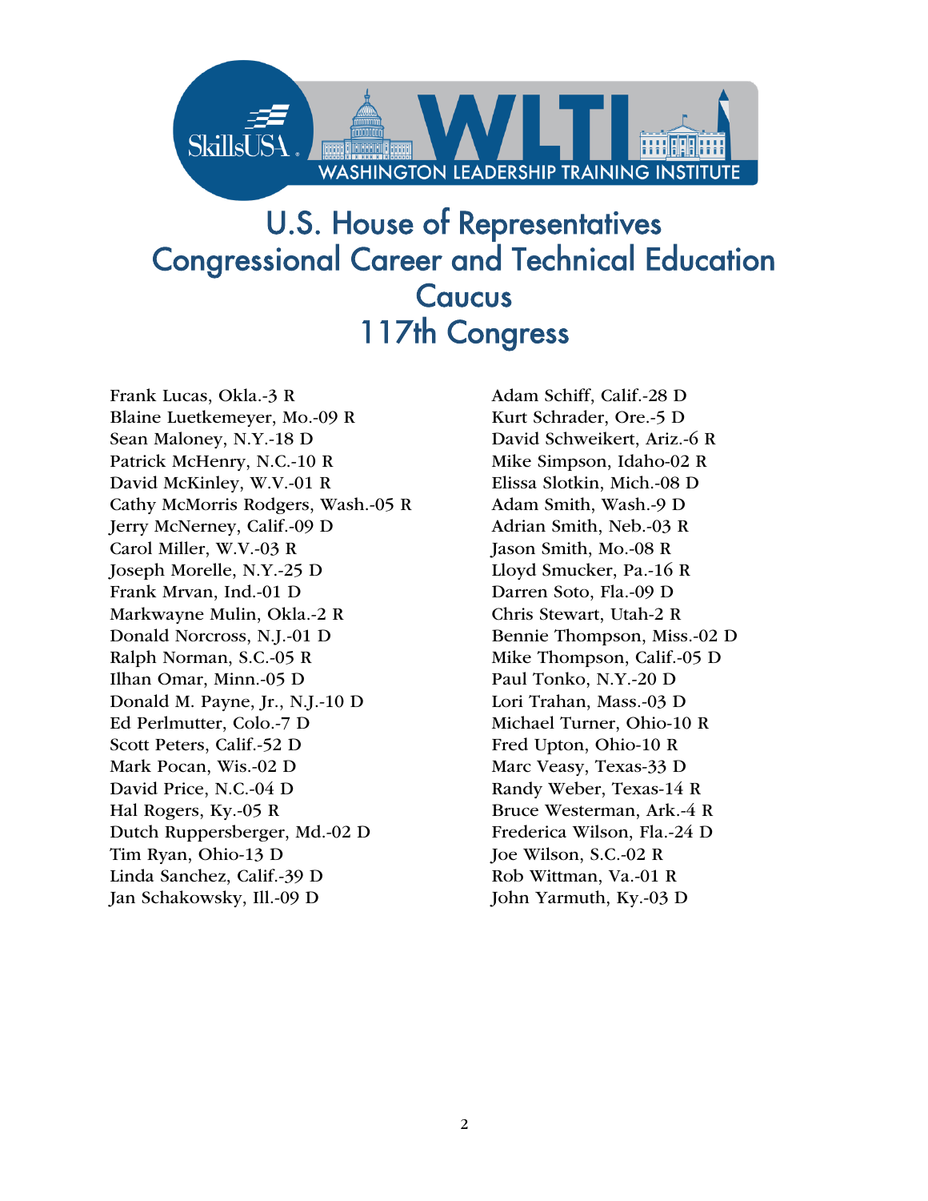# U.S. House of Representatives Congressional Career and Technical Education Caucus 117th Congress

Frank Lucas, Okla.-3 R
Blaine Luetkemeyer, Mo.-09 R
Sean Maloney, N.Y.-18 D
Patrick McHenry, N.C.-10 R
David McKinley, W.V.-01 R
Cathy McMorris Rodgers, Wash.-05 R
Jerry McNerney, Calif.-09 D
Carol Miller, W.V.-03 R
Joseph Morelle, N.Y.-25 D
Frank Mrvan, Ind.-01 D
Markwayne Mulin, Okla.-2 R
Donald Norcross, N.J.-01 D
Ralph Norman, S.C.-05 R
Ilhan Omar, Minn.-05 D
Donald M. Payne, Jr., N.J.-10 D
Ed Perlmutter, Colo.-7 D
Scott Peters, Calif.-52 D
Mark Pocan, Wis.-02 D
David Price, N.C.-04 D
Hal Rogers, Ky.-05 R
Dutch Ruppersberger, Md.-02 D
Tim Ryan, Ohio-13 D
Linda Sanchez, Calif.-39 D
Jan Schakowsky, Ill.-09 D
Adam Schiff, Calif.-28 D
Kurt Schrader, Ore.-5 D
David Schweikert, Ariz.-6 R
Mike Simpson, Idaho-02 R
Elissa Slotkin, Mich.-08 D
Adam Smith, Wash.-9 D
Adrian Smith, Neb.-03 R
Jason Smith, Mo.-08 R
Lloyd Smucker, Pa.-16 R
Darren Soto, Fla.-09 D
Chris Stewart, Utah-2 R
Bennie Thompson, Miss.-02 D
Mike Thompson, Calif.-05 D
Paul Tonko, N.Y.-20 D
Lori Trahan, Mass.-03 D
Michael Turner, Ohio-10 R
Fred Upton, Ohio-10 R
Marc Veasy, Texas-33 D
Randy Weber, Texas-14 R
Bruce Westerman, Ark.-4 R
Frederica Wilson, Fla.-24 D
Joe Wilson, S.C.-02 R
Rob Wittman, Va.-01 R
John Yarmuth, Ky.-03 D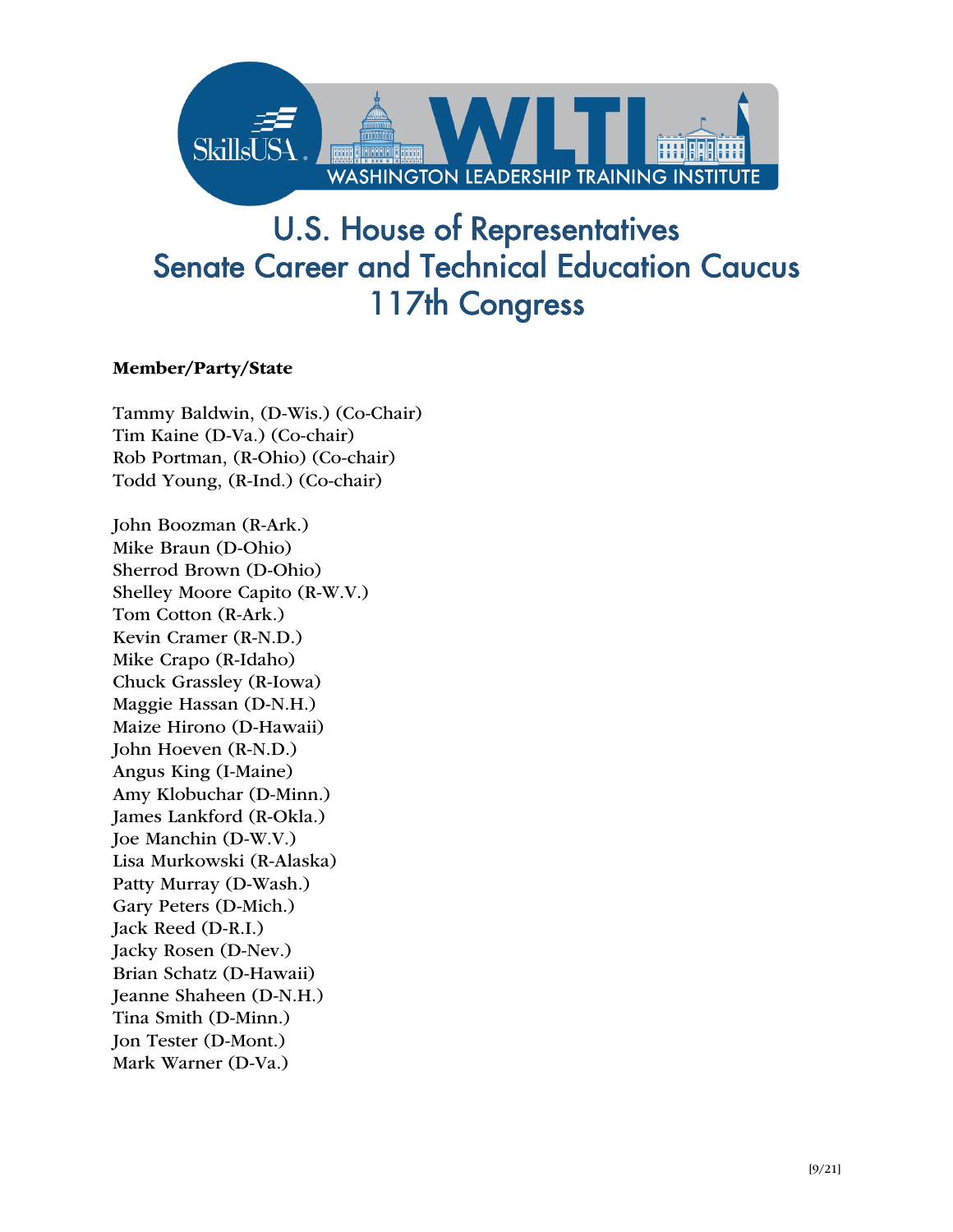SkillsUSA WLTI WASHINGTON LEADERSHIP TRAINING INSTITUTE

# U.S. House of Representatives Senate Career and Technical Education Caucus 117th Congress

**Member/Party/State**

Tammy Baldwin, (D-Wis.) (Co-Chair)
Tim Kaine (D-Va.) (Co-chair)
Rob Portman, (R-Ohio) (Co-chair)
Todd Young, (R-Ind.) (Co-chair)

John Boozman (R-Ark.)
Mike Braun (D-Ohio)
Sherrod Brown (D-Ohio)
Shelley Moore Capito (R-W.V.)
Tom Cotton (R-Ark.)
Kevin Cramer (R-N.D.)
Mike Crapo (R-Idaho)
Chuck Grassley (R-Iowa)
Maggie Hassan (D-N.H.)
Maize Hirono (D-Hawaii)
John Hoeven (R-N.D.)
Angus King (I-Maine)
Amy Klobuchar (D-Minn.)
James Lankford (R-Okla.)
Joe Manchin (D-W.V.)
Lisa Murkowski (R-Alaska)
Patty Murray (D-Wash.)
Gary Peters (D-Mich.)
Jack Reed (D-R.I.)
Jacky Rosen (D-Nev.)
Brian Schatz (D-Hawaii)
Jeanne Shaheen (D-N.H.)
Tina Smith (D-Minn.)
Jon Tester (D-Mont.)
Mark Warner (D-Va.)

[9/21]